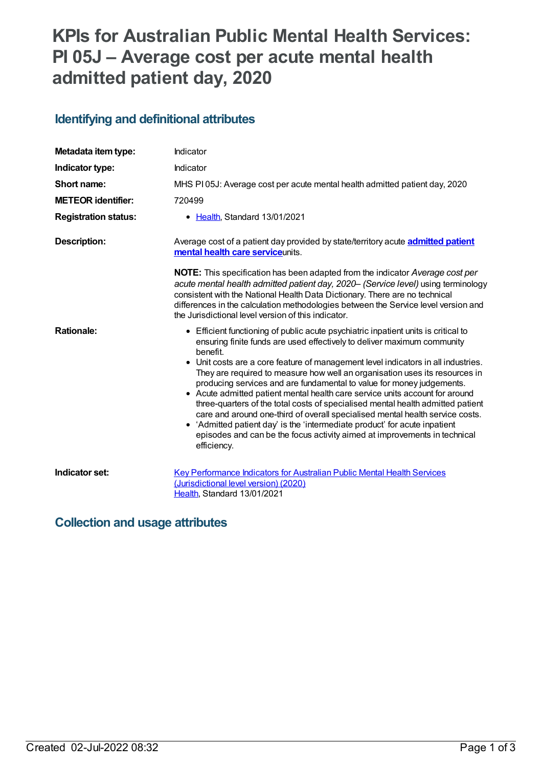# KPIs for Australian Public Mental Health Services: PI 05J – Average cost per acute mental health admitted patient day, 2020

## Identifying and definitional attributes

| | |
|---|---|
| **Metadata item type:** | Indicator |
| **Indicator type:** | Indicator |
| **Short name:** | MHS PI 05J: Average cost per acute mental health admitted patient day, 2020 |
| **METEOR identifier:** | 720499 |
| **Registration status:** | • Health, Standard 13/01/2021 |
| **Description:** | Average cost of a patient day provided by state/territory acute **admitted patient mental health care service**units.<br><br>**NOTE:** This specification has been adapted from the indicator *Average cost per acute mental health admitted patient day, 2020– (Service level)* using terminology consistent with the National Health Data Dictionary. There are no technical differences in the calculation methodologies between the Service level version and the Jurisdictional level version of this indicator. |
| **Rationale:** | • Efficient functioning of public acute psychiatric inpatient units is critical to ensuring finite funds are used effectively to deliver maximum community benefit.<br>• Unit costs are a core feature of management level indicators in all industries. They are required to measure how well an organisation uses its resources in producing services and are fundamental to value for money judgements.<br>• Acute admitted patient mental health care service units account for around three-quarters of the total costs of specialised mental health admitted patient care and around one-third of overall specialised mental health service costs.<br>• 'Admitted patient day' is the 'intermediate product' for acute inpatient episodes and can be the focus activity aimed at improvements in technical efficiency. |
| **Indicator set:** | Key Performance Indicators for Australian Public Mental Health Services (Jurisdictional level version) (2020)<br>Health, Standard 13/01/2021 |

## Collection and usage attributes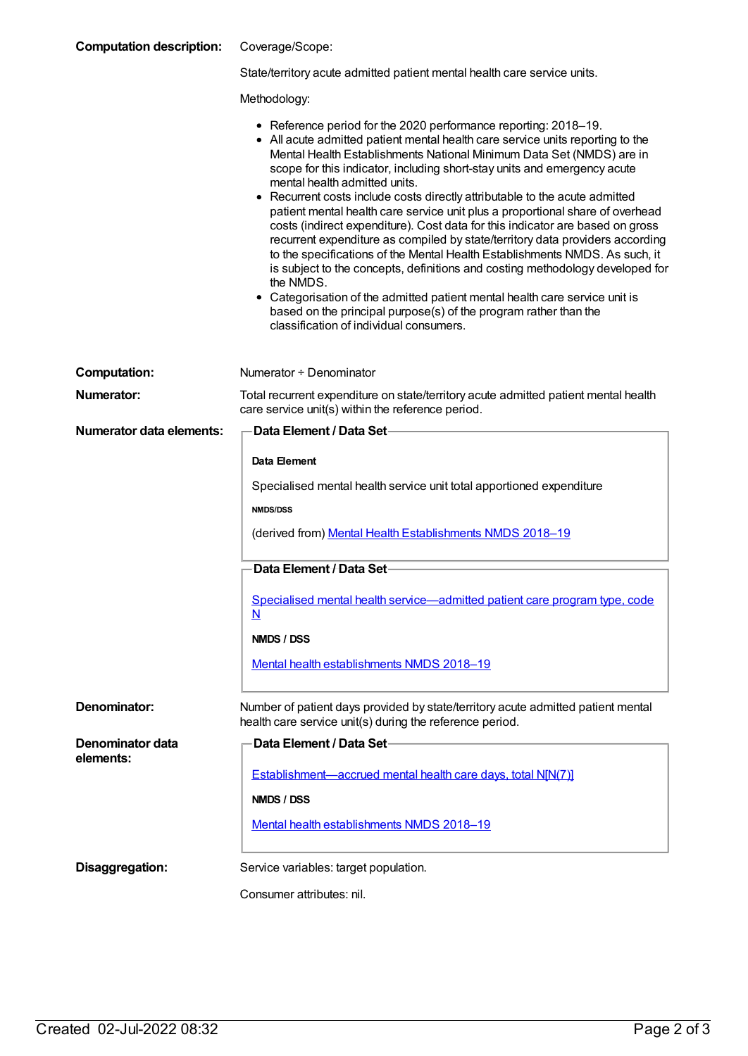**Computation description:**

Coverage/Scope:

State/territory acute admitted patient mental health care service units.

Methodology:

- Reference period for the 2020 performance reporting: 2018–19.
- All acute admitted patient mental health care service units reporting to the Mental Health Establishments National Minimum Data Set (NMDS) are in scope for this indicator, including short-stay units and emergency acute mental health admitted units.
- Recurrent costs include costs directly attributable to the acute admitted patient mental health care service unit plus a proportional share of overhead costs (indirect expenditure). Cost data for this indicator are based on gross recurrent expenditure as compiled by state/territory data providers according to the specifications of the Mental Health Establishments NMDS. As such, it is subject to the concepts, definitions and costing methodology developed for the NMDS.
- Categorisation of the admitted patient mental health care service unit is based on the principal purpose(s) of the program rather than the classification of individual consumers.

**Computation:** Numerator ÷ Denominator

**Numerator:** Total recurrent expenditure on state/territory acute admitted patient mental health care service unit(s) within the reference period.

**Numerator data elements:**

**Data Element / Data Set**

**Data Element**

Specialised mental health service unit total apportioned expenditure

**NMDS/DSS**

(derived from) Mental Health Establishments NMDS 2018–19

**Data Element / Data Set**

Specialised mental health service—admitted patient care program type, code N

**NMDS / DSS**

Mental health establishments NMDS 2018–19

**Denominator:** Number of patient days provided by state/territory acute admitted patient mental health care service unit(s) during the reference period.

**Denominator data elements:**

**Data Element / Data Set**

Establishment—accrued mental health care days, total N[N(7)]

**NMDS / DSS**

Mental health establishments NMDS 2018–19

**Disaggregation:** Service variables: target population.

Consumer attributes: nil.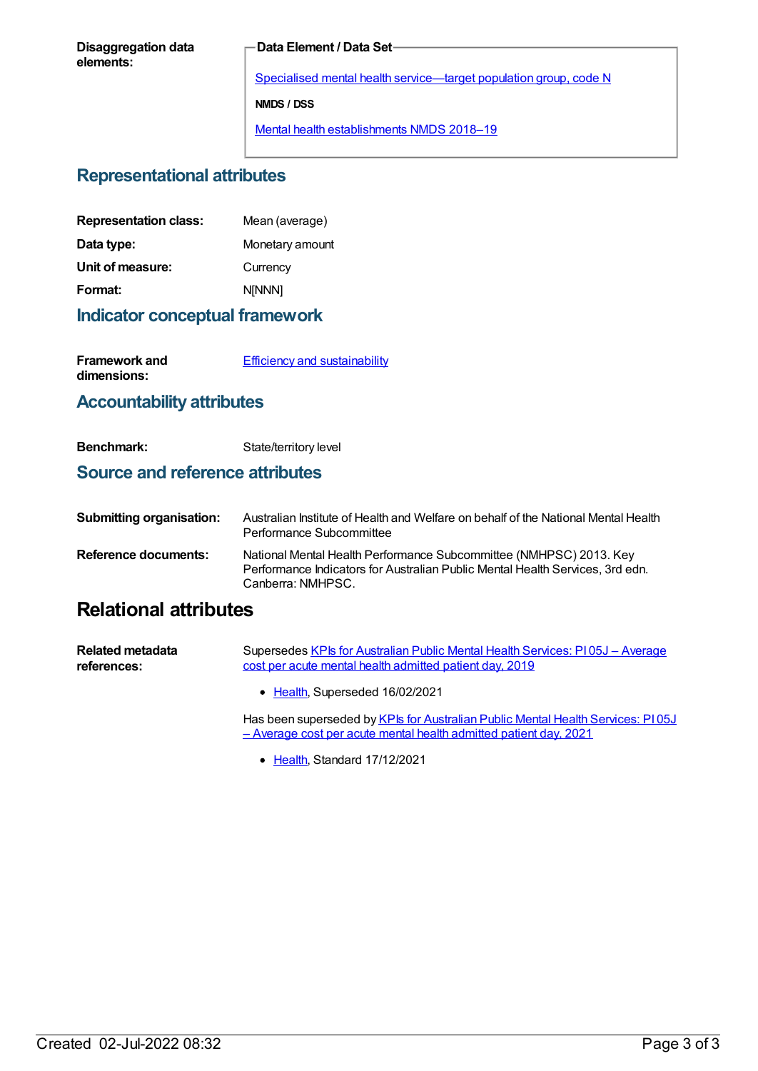**Disaggregation data elements:**

**Data Element / Data Set**

Specialised mental health service—target population group, code N

**NMDS / DSS**

Mental health establishments NMDS 2018–19

## Representational attributes

| | |
|---|---|
| **Representation class:** | Mean (average) |
| **Data type:** | Monetary amount |
| **Unit of measure:** | Currency |
| **Format:** | N[NNN] |

## Indicator conceptual framework

**Framework and dimensions:** Efficiency and sustainability

## Accountability attributes

**Benchmark:** State/territory level

## Source and reference attributes

**Submitting organisation:** Australian Institute of Health and Welfare on behalf of the National Mental Health Performance Subcommittee

**Reference documents:** National Mental Health Performance Subcommittee (NMHPSC) 2013. Key Performance Indicators for Australian Public Mental Health Services, 3rd edn. Canberra: NMHPSC.

# Relational attributes

**Related metadata references:**

Supersedes KPIs for Australian Public Mental Health Services: PI 05J – Average cost per acute mental health admitted patient day, 2019

- Health, Superseded 16/02/2021

Has been superseded by KPIs for Australian Public Mental Health Services: PI 05J – Average cost per acute mental health admitted patient day, 2021

- Health, Standard 17/12/2021